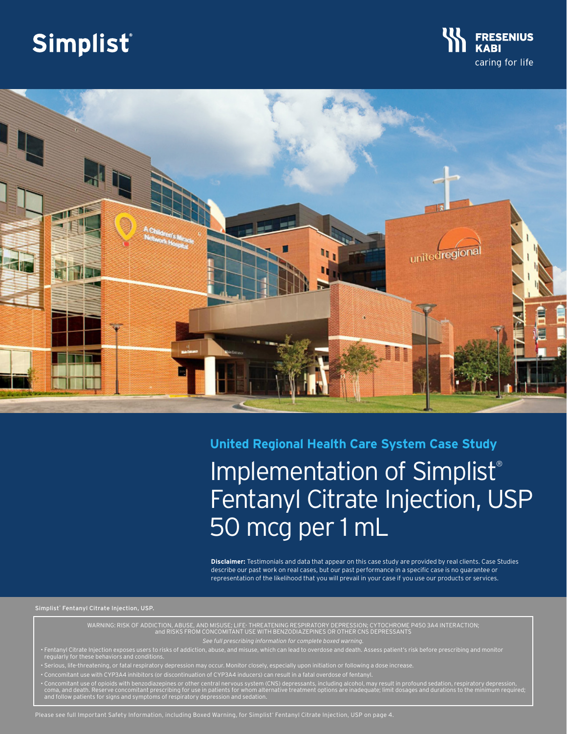Simplist®

FRESENIUS KABI
caring for life

## United Regional Health Care System Case Study

# Implementation of Simplist® Fentanyl Citrate Injection, USP 50 mcg per 1 mL

**Disclaimer:** Testimonials and data that appear on this case study are provided by real clients. Case Studies describe our past work on real cases, but our past performance in a specific case is no guarantee or representation of the likelihood that you will prevail in your case if you use our products or services.

Simplist® Fentanyl Citrate Injection, USP.

WARNING: RISK OF ADDICTION, ABUSE, AND MISUSE; LIFE- THREATENING RESPIRATORY DEPRESSION; CYTOCHROME P450 3A4 INTERACTION; and RISKS FROM CONCOMITANT USE WITH BENZODIAZEPINES OR OTHER CNS DEPRESSANTS

*See full prescribing information for complete boxed warning.*

- Fentanyl Citrate Injection exposes users to risks of addiction, abuse, and misuse, which can lead to overdose and death. Assess patient's risk before prescribing and monitor regularly for these behaviors and conditions.
- Serious, life-threatening, or fatal respiratory depression may occur. Monitor closely, especially upon initiation or following a dose increase.
- Concomitant use with CYP3A4 inhibitors (or discontinuation of CYP3A4 inducers) can result in a fatal overdose of fentanyl.
- Concomitant use of opioids with benzodiazepines or other central nervous system (CNS) depressants, including alcohol, may result in profound sedation, respiratory depression, coma, and death. Reserve concomitant prescribing for use in patients for whom alternative treatment options are inadequate; limit dosages and durations to the minimum required; and follow patients for signs and symptoms of respiratory depression and sedation.

Please see full Important Safety Information, including Boxed Warning, for Simplist® Fentanyl Citrate Injection, USP on page 4.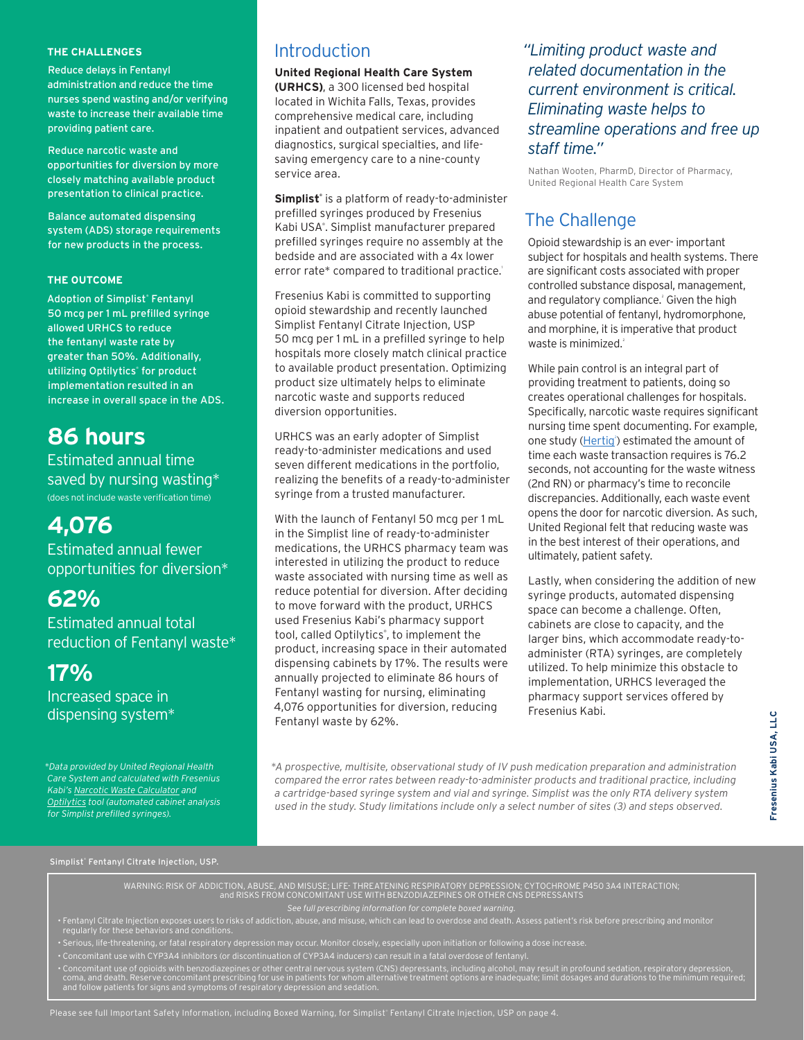### THE CHALLENGES

Reduce delays in Fentanyl administration and reduce the time nurses spend wasting and/or verifying waste to increase their available time providing patient care.

Reduce narcotic waste and opportunities for diversion by more closely matching available product presentation to clinical practice.

Balance automated dispensing system (ADS) storage requirements for new products in the process.

### THE OUTCOME

Adoption of Simplist® Fentanyl 50 mcg per 1 mL prefilled syringe allowed URHCS to reduce the fentanyl waste rate by greater than 50%. Additionally, utilizing Optilytics® for product implementation resulted in an increase in overall space in the ADS.

## 86 hours

Estimated annual time saved by nursing wasting*
(does not include waste verification time)

## 4,076

Estimated annual fewer opportunities for diversion*

## 62%

Estimated annual total reduction of Fentanyl waste*

## 17%

Increased space in dispensing system*

*Data provided by United Regional Health Care System and calculated with Fresenius Kabi's Narcotic Waste Calculator and Optilytics tool (automated cabinet analysis for Simplist prefilled syringes).*

## Introduction

**United Regional Health Care System (URHCS)**, a 300 licensed bed hospital located in Wichita Falls, Texas, provides comprehensive medical care, including inpatient and outpatient services, advanced diagnostics, surgical specialties, and life-saving emergency care to a nine-county service area.

**Simplist®** is a platform of ready-to-administer prefilled syringes produced by Fresenius Kabi USA®. Simplist manufacturer prepared prefilled syringes require no assembly at the bedside and are associated with a 4x lower error rate* compared to traditional practice.[1]

Fresenius Kabi is committed to supporting opioid stewardship and recently launched Simplist Fentanyl Citrate Injection, USP 50 mcg per 1 mL in a prefilled syringe to help hospitals more closely match clinical practice to available product presentation. Optimizing product size ultimately helps to eliminate narcotic waste and supports reduced diversion opportunities.

URHCS was an early adopter of Simplist ready-to-administer medications and used seven different medications in the portfolio, realizing the benefits of a ready-to-administer syringe from a trusted manufacturer.

With the launch of Fentanyl 50 mcg per 1 mL in the Simplist line of ready-to-administer medications, the URHCS pharmacy team was interested in utilizing the product to reduce waste associated with nursing time as well as reduce potential for diversion. After deciding to move forward with the product, URHCS used Fresenius Kabi's pharmacy support tool, called Optilytics®, to implement the product, increasing space in their automated dispensing cabinets by 17%. The results were annually projected to eliminate 86 hours of Fentanyl wasting for nursing, eliminating 4,076 opportunities for diversion, reducing Fentanyl waste by 62%.

*"Limiting product waste and related documentation in the current environment is critical. Eliminating waste helps to streamline operations and free up staff time."*

Nathan Wooten, PharmD, Director of Pharmacy, United Regional Health Care System

## The Challenge

Opioid stewardship is an ever- important subject for hospitals and health systems. There are significant costs associated with proper controlled substance disposal, management, and regulatory compliance.[2] Given the high abuse potential of fentanyl, hydromorphone, and morphine, it is imperative that product waste is minimized.[2]

While pain control is an integral part of providing treatment to patients, doing so creates operational challenges for hospitals. Specifically, narcotic waste requires significant nursing time spent documenting. For example, one study (Hertig[3]) estimated the amount of time each waste transaction requires is 76.2 seconds, not accounting for the waste witness (2nd RN) or pharmacy's time to reconcile discrepancies. Additionally, each waste event opens the door for narcotic diversion. As such, United Regional felt that reducing waste was in the best interest of their operations, and ultimately, patient safety.

Lastly, when considering the addition of new syringe products, automated dispensing space can become a challenge. Often, cabinets are close to capacity, and the larger bins, which accommodate ready-to-administer (RTA) syringes, are completely utilized. To help minimize this obstacle to implementation, URHCS leveraged the pharmacy support services offered by Fresenius Kabi.

*\*A prospective, multisite, observational study of IV push medication preparation and administration compared the error rates between ready-to-administer products and traditional practice, including a cartridge-based syringe system and vial and syringe. Simplist was the only RTA delivery system used in the study. Study limitations include only a select number of sites (3) and steps observed.*

Simplist® Fentanyl Citrate Injection, USP.

WARNING: RISK OF ADDICTION, ABUSE, AND MISUSE; LIFE- THREATENING RESPIRATORY DEPRESSION; CYTOCHROME P450 3A4 INTERACTION; and RISKS FROM CONCOMITANT USE WITH BENZODIAZEPINES OR OTHER CNS DEPRESSANTS

*See full prescribing information for complete boxed warning.*

- Fentanyl Citrate Injection exposes users to risks of addiction, abuse, and misuse, which can lead to overdose and death. Assess patient's risk before prescribing and monitor regularly for these behaviors and conditions.
- Serious, life-threatening, or fatal respiratory depression may occur. Monitor closely, especially upon initiation or following a dose increase.
- Concomitant use with CYP3A4 inhibitors (or discontinuation of CYP3A4 inducers) can result in a fatal overdose of fentanyl.
- Concomitant use of opioids with benzodiazepines or other central nervous system (CNS) depressants, including alcohol, may result in profound sedation, respiratory depression, coma, and death. Reserve concomitant prescribing for use in patients for whom alternative treatment options are inadequate; limit dosages and durations to the minimum required; and follow patients for signs and symptoms of respiratory depression and sedation.

Please see full Important Safety Information, including Boxed Warning, for Simplist® Fentanyl Citrate Injection, USP on page 4.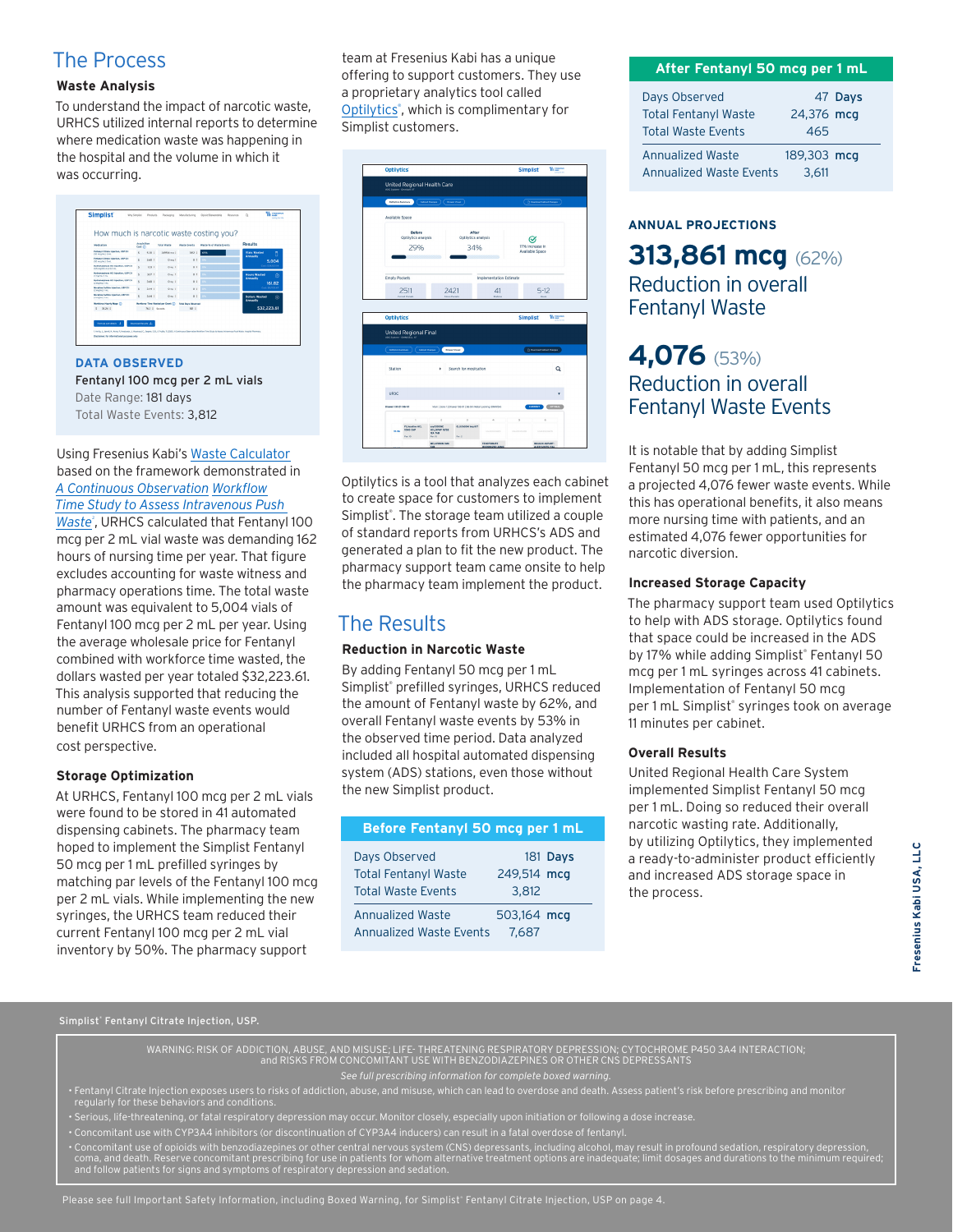# The Process

### Waste Analysis

To understand the impact of narcotic waste, URHCS utilized internal reports to determine where medication waste was happening in the hospital and the volume in which it was occurring.

**DATA OBSERVED**

**Fentanyl 100 mcg per 2 mL vials**

Date Range: 181 days

Total Waste Events: 3,812

Using Fresenius Kabi's Waste Calculator based on the framework demonstrated in *A Continuous Observation Workflow Time Study to Assess Intravenous Push Waste*®, URHCS calculated that Fentanyl 100 mcg per 2 mL vial waste was demanding 162 hours of nursing time per year. That figure excludes accounting for waste witness and pharmacy operations time. The total waste amount was equivalent to 5,004 vials of Fentanyl 100 mcg per 2 mL per year. Using the average wholesale price for Fentanyl combined with workforce time wasted, the dollars wasted per year totaled $32,223.61. This analysis supported that reducing the number of Fentanyl waste events would benefit URHCS from an operational cost perspective.

### Storage Optimization

At URHCS, Fentanyl 100 mcg per 2 mL vials were found to be stored in 41 automated dispensing cabinets. The pharmacy team hoped to implement the Simplist Fentanyl 50 mcg per 1 mL prefilled syringes by matching par levels of the Fentanyl 100 mcg per 2 mL vials. While implementing the new syringes, the URHCS team reduced their current Fentanyl 100 mcg per 2 mL vial inventory by 50%. The pharmacy support team at Fresenius Kabi has a unique offering to support customers. They use a proprietary analytics tool called Optilytics®, which is complimentary for Simplist customers.

Optilytics is a tool that analyzes each cabinet to create space for customers to implement Simplist®. The storage team utilized a couple of standard reports from URHCS's ADS and generated a plan to fit the new product. The pharmacy support team came onsite to help the pharmacy team implement the product.

# The Results

### Reduction in Narcotic Waste

By adding Fentanyl 50 mcg per 1 mL Simplist® prefilled syringes, URHCS reduced the amount of Fentanyl waste by 62%, and overall Fentanyl waste events by 53% in the observed time period. Data analyzed included all hospital automated dispensing system (ADS) stations, even those without the new Simplist product.

| Before Fentanyl 50 mcg per 1 mL | |
|---|---|
| Days Observed | 181 Days |
| Total Fentanyl Waste | 249,514 mcg |
| Total Waste Events | 3,812 |
| Annualized Waste | 503,164 mcg |
| Annualized Waste Events | 7,687 |

| After Fentanyl 50 mcg per 1 mL | |
|---|---|
| Days Observed | 47 Days |
| Total Fentanyl Waste | 24,376 mcg |
| Total Waste Events | 465 |
| Annualized Waste | 189,303 mcg |
| Annualized Waste Events | 3,611 |

**ANNUAL PROJECTIONS**

**313,861 mcg** (62%)
Reduction in overall Fentanyl Waste

**4,076** (53%)
Reduction in overall Fentanyl Waste Events

It is notable that by adding Simplist Fentanyl 50 mcg per 1 mL, this represents a projected 4,076 fewer waste events. While this has operational benefits, it also means more nursing time with patients, and an estimated 4,076 fewer opportunities for narcotic diversion.

### Increased Storage Capacity

The pharmacy support team used Optilytics to help with ADS storage. Optilytics found that space could be increased in the ADS by 17% while adding Simplist® Fentanyl 50 mcg per 1 mL syringes across 41 cabinets. Implementation of Fentanyl 50 mcg per 1 mL Simplist® syringes took on average 11 minutes per cabinet.

### Overall Results

United Regional Health Care System implemented Simplist Fentanyl 50 mcg per 1 mL. Doing so reduced their overall narcotic wasting rate. Additionally, by utilizing Optilytics, they implemented a ready-to-administer product efficiently and increased ADS storage space in the process.

Fresenius Kabi USA, LLC

Simplist® Fentanyl Citrate Injection, USP.

WARNING: RISK OF ADDICTION, ABUSE, AND MISUSE; LIFE- THREATENING RESPIRATORY DEPRESSION; CYTOCHROME P450 3A4 INTERACTION; and RISKS FROM CONCOMITANT USE WITH BENZODIAZEPINES OR OTHER CNS DEPRESSANTS

*See full prescribing information for complete boxed warning.*

- Fentanyl Citrate Injection exposes users to risks of addiction, abuse, and misuse, which can lead to overdose and death. Assess patient's risk before prescribing and monitor regularly for these behaviors and conditions.
- Serious, life-threatening, or fatal respiratory depression may occur. Monitor closely, especially upon initiation or following a dose increase.
- Concomitant use with CYP3A4 inhibitors (or discontinuation of CYP3A4 inducers) can result in a fatal overdose of fentanyl.
- Concomitant use of opioids with benzodiazepines or other central nervous system (CNS) depressants, including alcohol, may result in profound sedation, respiratory depression, coma, and death. Reserve concomitant prescribing for use in patients for whom alternative treatment options are inadequate; limit dosages and durations to the minimum required; and follow patients for signs and symptoms of respiratory depression and sedation.

Please see full Important Safety Information, including Boxed Warning, for Simplist® Fentanyl Citrate Injection, USP on page 4.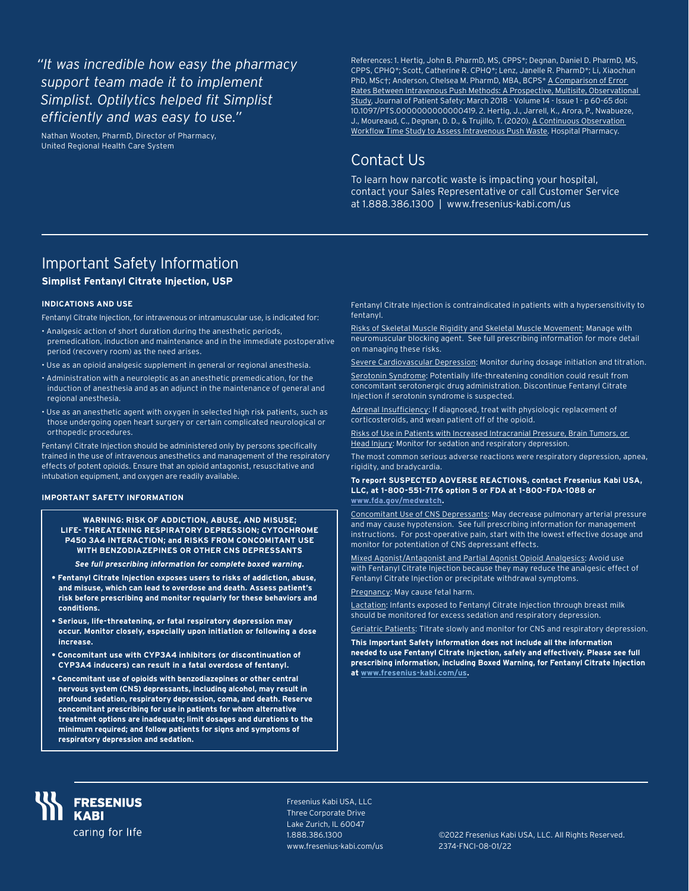*"It was incredible how easy the pharmacy support team made it to implement Simplist. Optilytics helped fit Simplist efficiently and was easy to use."*

Nathan Wooten, PharmD, Director of Pharmacy, United Regional Health Care System

References: 1. Hertig, John B. PharmD, MS, CPPS*; Degnan, Daniel D. PharmD, MS, CPPS, CPHQ*; Scott, Catherine R. CPHQ*; Lenz, Janelle R. PharmD*; Li, Xiaochun PhD, MSc†; Anderson, Chelsea M. PharmD, MBA, BCPS* A Comparison of Error Rates Between Intravenous Push Methods: A Prospective, Multisite, Observational Study, Journal of Patient Safety: March 2018 - Volume 14 - Issue 1 - p 60-65 doi: 10.1097/PTS.0000000000000419. 2. Hertig, J., Jarrell, K., Arora, P., Nwabueze, J., Moureaud, C., Degnan, D. D., & Trujillo, T. (2020). A Continuous Observation Workflow Time Study to Assess Intravenous Push Waste. Hospital Pharmacy.

## Contact Us

To learn how narcotic waste is impacting your hospital, contact your Sales Representative or call Customer Service at 1.888.386.1300 | www.fresenius-kabi.com/us

# Important Safety Information

### Simplist Fentanyl Citrate Injection, USP

#### INDICATIONS AND USE

Fentanyl Citrate Injection, for intravenous or intramuscular use, is indicated for:

- Analgesic action of short duration during the anesthetic periods, premedication, induction and maintenance and in the immediate postoperative period (recovery room) as the need arises.
- Use as an opioid analgesic supplement in general or regional anesthesia.
- Administration with a neuroleptic as an anesthetic premedication, for the induction of anesthesia and as an adjunct in the maintenance of general and regional anesthesia.
- Use as an anesthetic agent with oxygen in selected high risk patients, such as those undergoing open heart surgery or certain complicated neurological or orthopedic procedures.

Fentanyl Citrate Injection should be administered only by persons specifically trained in the use of intravenous anesthetics and management of the respiratory effects of potent opioids. Ensure that an opioid antagonist, resuscitative and intubation equipment, and oxygen are readily available.

#### IMPORTANT SAFETY INFORMATION

**WARNING: RISK OF ADDICTION, ABUSE, AND MISUSE; LIFE- THREATENING RESPIRATORY DEPRESSION; CYTOCHROME P450 3A4 INTERACTION; and RISKS FROM CONCOMITANT USE WITH BENZODIAZEPINES OR OTHER CNS DEPRESSANTS**

***See full prescribing information for complete boxed warning.***

- **Fentanyl Citrate Injection exposes users to risks of addiction, abuse, and misuse, which can lead to overdose and death. Assess patient's risk before prescribing and monitor regularly for these behaviors and conditions.**
- **Serious, life-threatening, or fatal respiratory depression may occur. Monitor closely, especially upon initiation or following a dose increase.**
- **Concomitant use with CYP3A4 inhibitors (or discontinuation of CYP3A4 inducers) can result in a fatal overdose of fentanyl.**
- **Concomitant use of opioids with benzodiazepines or other central nervous system (CNS) depressants, including alcohol, may result in profound sedation, respiratory depression, coma, and death. Reserve concomitant prescribing for use in patients for whom alternative treatment options are inadequate; limit dosages and durations to the minimum required; and follow patients for signs and symptoms of respiratory depression and sedation.**

Fentanyl Citrate Injection is contraindicated in patients with a hypersensitivity to fentanyl.

Risks of Skeletal Muscle Rigidity and Skeletal Muscle Movement: Manage with neuromuscular blocking agent. See full prescribing information for more detail on managing these risks.

Severe Cardiovascular Depression: Monitor during dosage initiation and titration.

Serotonin Syndrome: Potentially life-threatening condition could result from concomitant serotonergic drug administration. Discontinue Fentanyl Citrate Injection if serotonin syndrome is suspected.

Adrenal Insufficiency: If diagnosed, treat with physiologic replacement of corticosteroids, and wean patient off of the opioid.

Risks of Use in Patients with Increased Intracranial Pressure, Brain Tumors, or Head Injury: Monitor for sedation and respiratory depression.

The most common serious adverse reactions were respiratory depression, apnea, rigidity, and bradycardia.

**To report SUSPECTED ADVERSE REACTIONS, contact Fresenius Kabi USA, LLC, at 1-800-551-7176 option 5 or FDA at 1-800-FDA-1088 or www.fda.gov/medwatch.**

Concomitant Use of CNS Depressants: May decrease pulmonary arterial pressure and may cause hypotension. See full prescribing information for management instructions. For post-operative pain, start with the lowest effective dosage and monitor for potentiation of CNS depressant effects.

Mixed Agonist/Antagonist and Partial Agonist Opioid Analgesics: Avoid use with Fentanyl Citrate Injection because they may reduce the analgesic effect of Fentanyl Citrate Injection or precipitate withdrawal symptoms.

Pregnancy: May cause fetal harm.

Lactation: Infants exposed to Fentanyl Citrate Injection through breast milk should be monitored for excess sedation and respiratory depression.

Geriatric Patients: Titrate slowly and monitor for CNS and respiratory depression.

**This Important Safety Information does not include all the information needed to use Fentanyl Citrate Injection, safely and effectively. Please see full prescribing information, including Boxed Warning, for Fentanyl Citrate Injection at www.fresenius-kabi.com/us.**

FRESENIUS KABI
caring for life

Fresenius Kabi USA, LLC
Three Corporate Drive
Lake Zurich, IL 60047
1.888.386.1300
www.fresenius-kabi.com/us

©2022 Fresenius Kabi USA, LLC. All Rights Reserved.
2374-FNCI-08-01/22